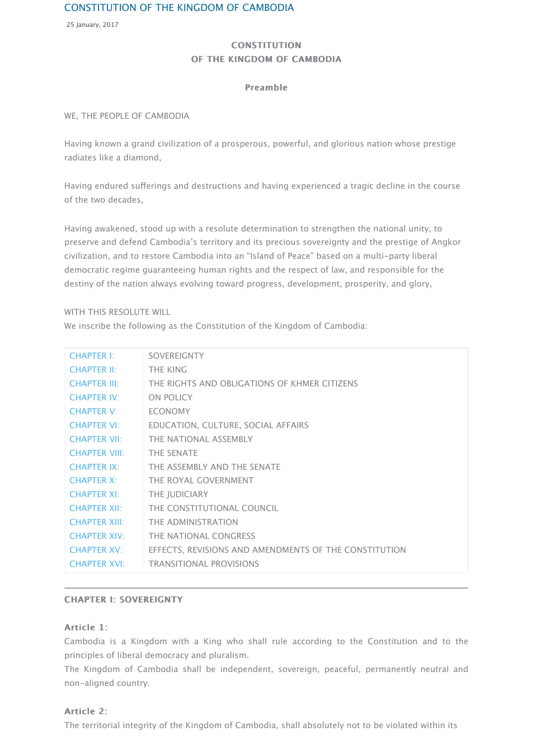CONSTITUTION OF THE KINGDOM OF CAMBODIA

25 January, 2017

# CONSTITUTION OF THE KINGDOM OF CAMBODIA

## Preamble

WE, THE PEOPLE OF CAMBODIA

Having known a grand civilization of a prosperous, powerful, and glorious nation whose prestige radiates like a diamond,

Having endured sufferings and destructions and having experienced a tragic decline in the course of the two decades,

Having awakened, stood up with a resolute determination to strengthen the national unity, to preserve and defend Cambodia's territory and its precious sovereignty and the prestige of Angkor civilization, and to restore Cambodia into an "Island of Peace" based on a multi-party liberal democratic regime guaranteeing human rights and the respect of law, and responsible for the destiny of the nation always evolving toward progress, development, prosperity, and glory,

WITH THIS RESOLUTE WILL
We inscribe the following as the Constitution of the Kingdom of Cambodia:

| | |
|---|---|
| CHAPTER I: | SOVEREIGNTY |
| CHAPTER II: | THE KING |
| CHAPTER III: | THE RIGHTS AND OBLIGATIONS OF KHMER CITIZENS |
| CHAPTER IV: | ON POLICY |
| CHAPTER V: | ECONOMY |
| CHAPTER VI: | EDUCATION, CULTURE, SOCIAL AFFAIRS |
| CHAPTER VII: | THE NATIONAL ASSEMBLY |
| CHAPTER VIII: | THE SENATE |
| CHAPTER IX: | THE ASSEMBLY AND THE SENATE |
| CHAPTER X: | THE ROYAL GOVERNMENT |
| CHAPTER XI: | THE JUDICIARY |
| CHAPTER XII: | THE CONSTITUTIONAL COUNCIL |
| CHAPTER XIII: | THE ADMINISTRATION |
| CHAPTER XIV: | THE NATIONAL CONGRESS |
| CHAPTER XV: | EFFECTS, REVISIONS AND AMENDMENTS OF THE CONSTITUTION |
| CHAPTER XVI: | TRANSITIONAL PROVISIONS |

## CHAPTER I: SOVEREIGNTY

### Article 1:

Cambodia is a Kingdom with a King who shall rule according to the Constitution and to the principles of liberal democracy and pluralism.
The Kingdom of Cambodia shall be independent, sovereign, peaceful, permanently neutral and non-aligned country.

### Article 2:

The territorial integrity of the Kingdom of Cambodia, shall absolutely not to be violated within its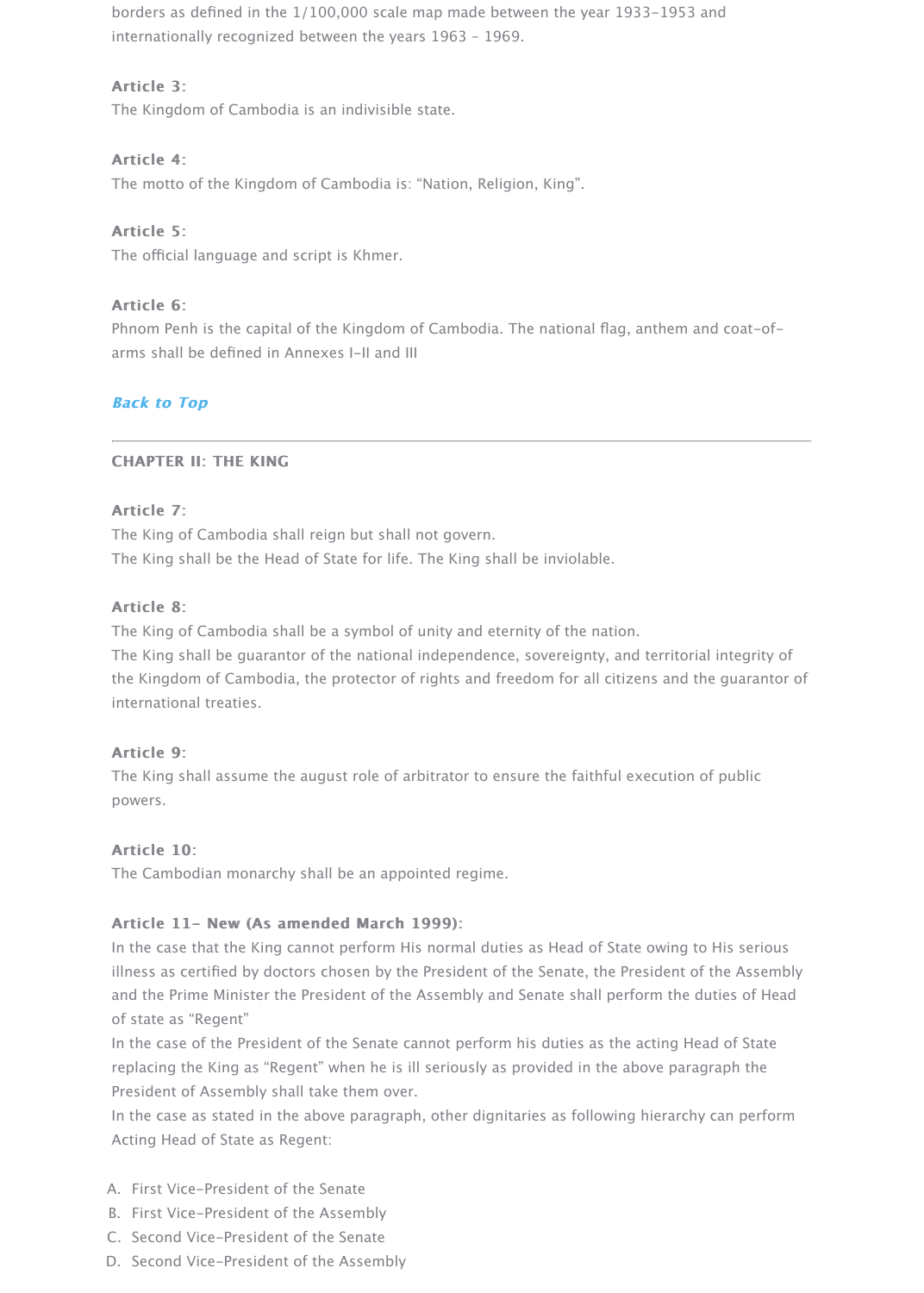borders as defined in the 1/100,000 scale map made between the year 1933-1953 and internationally recognized between the years 1963 - 1969.

**Article 3:**
The Kingdom of Cambodia is an indivisible state.

**Article 4:**
The motto of the Kingdom of Cambodia is: "Nation, Religion, King".

**Article 5:**
The official language and script is Khmer.

**Article 6:**
Phnom Penh is the capital of the Kingdom of Cambodia. The national flag, anthem and coat-of-arms shall be defined in Annexes I-II and III

***Back to Top***

---

## CHAPTER II: THE KING

**Article 7:**
The King of Cambodia shall reign but shall not govern.
The King shall be the Head of State for life. The King shall be inviolable.

**Article 8:**
The King of Cambodia shall be a symbol of unity and eternity of the nation.
The King shall be guarantor of the national independence, sovereignty, and territorial integrity of the Kingdom of Cambodia, the protector of rights and freedom for all citizens and the guarantor of international treaties.

**Article 9:**
The King shall assume the august role of arbitrator to ensure the faithful execution of public powers.

**Article 10:**
The Cambodian monarchy shall be an appointed regime.

**Article 11- New (As amended March 1999):**
In the case that the King cannot perform His normal duties as Head of State owing to His serious illness as certified by doctors chosen by the President of the Senate, the President of the Assembly and the Prime Minister the President of the Assembly and Senate shall perform the duties of Head of state as "Regent"
In the case of the President of the Senate cannot perform his duties as the acting Head of State replacing the King as "Regent" when he is ill seriously as provided in the above paragraph the President of Assembly shall take them over.
In the case as stated in the above paragraph, other dignitaries as following hierarchy can perform Acting Head of State as Regent:

A. First Vice-President of the Senate
B. First Vice-President of the Assembly
C. Second Vice-President of the Senate
D. Second Vice-President of the Assembly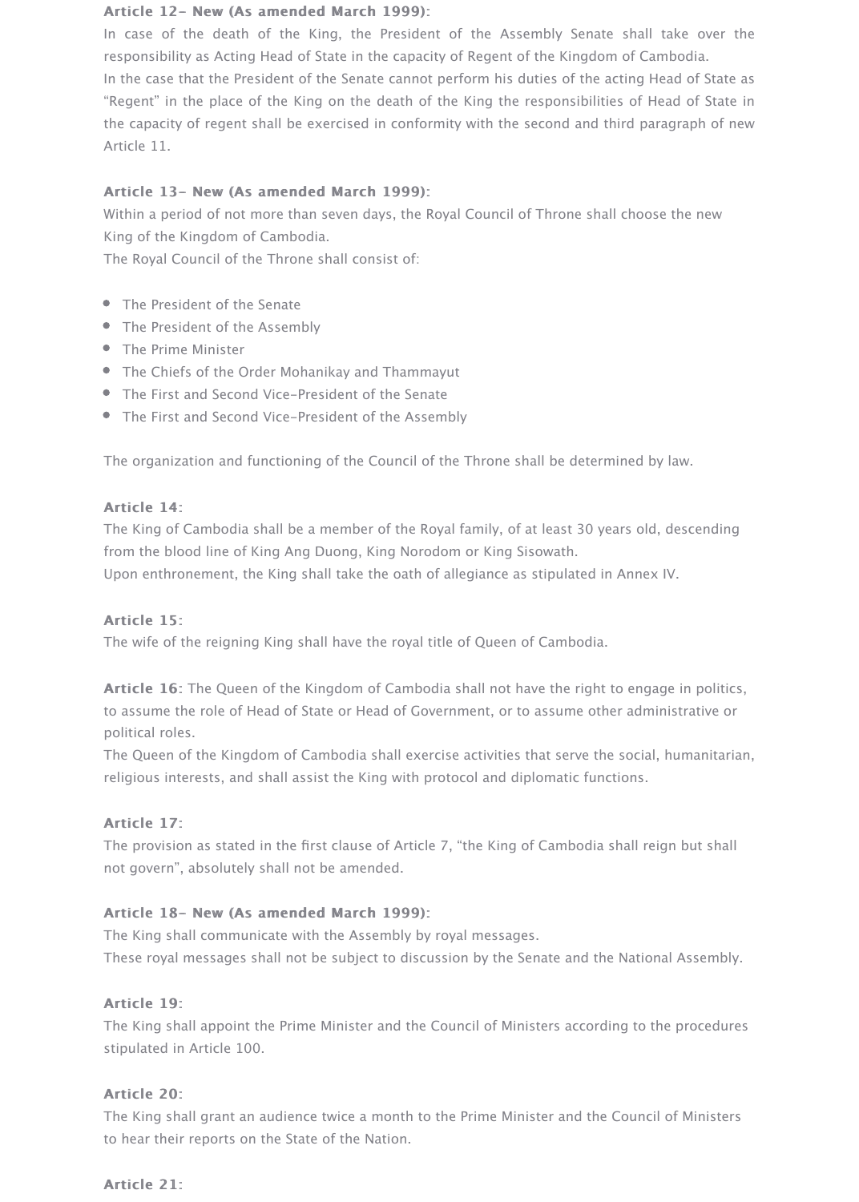**Article 12- New (As amended March 1999):**

In case of the death of the King, the President of the Assembly Senate shall take over the responsibility as Acting Head of State in the capacity of Regent of the Kingdom of Cambodia.

In the case that the President of the Senate cannot perform his duties of the acting Head of State as "Regent" in the place of the King on the death of the King the responsibilities of Head of State in the capacity of regent shall be exercised in conformity with the second and third paragraph of new Article 11.

**Article 13- New (As amended March 1999):**

Within a period of not more than seven days, the Royal Council of Throne shall choose the new King of the Kingdom of Cambodia.

The Royal Council of the Throne shall consist of:

- The President of the Senate
- The President of the Assembly
- The Prime Minister
- The Chiefs of the Order Mohanikay and Thammayut
- The First and Second Vice-President of the Senate
- The First and Second Vice-President of the Assembly

The organization and functioning of the Council of the Throne shall be determined by law.

**Article 14:**

The King of Cambodia shall be a member of the Royal family, of at least 30 years old, descending from the blood line of King Ang Duong, King Norodom or King Sisowath.

Upon enthronement, the King shall take the oath of allegiance as stipulated in Annex IV.

**Article 15:**

The wife of the reigning King shall have the royal title of Queen of Cambodia.

**Article 16:** The Queen of the Kingdom of Cambodia shall not have the right to engage in politics, to assume the role of Head of State or Head of Government, or to assume other administrative or political roles.

The Queen of the Kingdom of Cambodia shall exercise activities that serve the social, humanitarian, religious interests, and shall assist the King with protocol and diplomatic functions.

**Article 17:**

The provision as stated in the first clause of Article 7, "the King of Cambodia shall reign but shall not govern", absolutely shall not be amended.

**Article 18- New (As amended March 1999):**

The King shall communicate with the Assembly by royal messages.

These royal messages shall not be subject to discussion by the Senate and the National Assembly.

**Article 19:**

The King shall appoint the Prime Minister and the Council of Ministers according to the procedures stipulated in Article 100.

**Article 20:**

The King shall grant an audience twice a month to the Prime Minister and the Council of Ministers to hear their reports on the State of the Nation.

**Article 21:**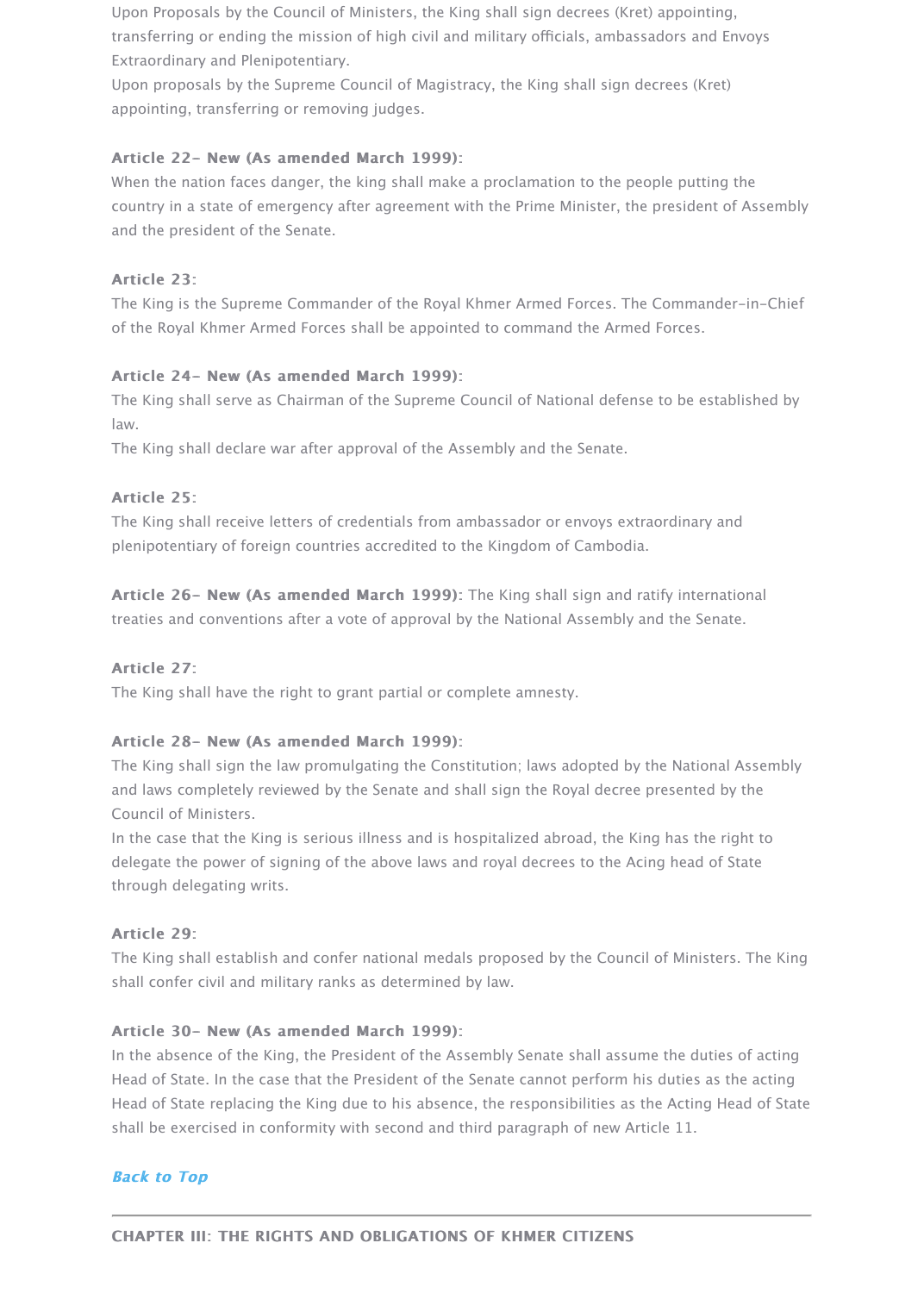Upon Proposals by the Council of Ministers, the King shall sign decrees (Kret) appointing, transferring or ending the mission of high civil and military officials, ambassadors and Envoys Extraordinary and Plenipotentiary.

Upon proposals by the Supreme Council of Magistracy, the King shall sign decrees (Kret) appointing, transferring or removing judges.

**Article 22- New (As amended March 1999):**

When the nation faces danger, the king shall make a proclamation to the people putting the country in a state of emergency after agreement with the Prime Minister, the president of Assembly and the president of the Senate.

**Article 23:**

The King is the Supreme Commander of the Royal Khmer Armed Forces. The Commander-in-Chief of the Royal Khmer Armed Forces shall be appointed to command the Armed Forces.

**Article 24- New (As amended March 1999):**

The King shall serve as Chairman of the Supreme Council of National defense to be established by law.

The King shall declare war after approval of the Assembly and the Senate.

**Article 25:**

The King shall receive letters of credentials from ambassador or envoys extraordinary and plenipotentiary of foreign countries accredited to the Kingdom of Cambodia.

**Article 26- New (As amended March 1999):** The King shall sign and ratify international treaties and conventions after a vote of approval by the National Assembly and the Senate.

**Article 27:**

The King shall have the right to grant partial or complete amnesty.

**Article 28- New (As amended March 1999):**

The King shall sign the law promulgating the Constitution; laws adopted by the National Assembly and laws completely reviewed by the Senate and shall sign the Royal decree presented by the Council of Ministers.

In the case that the King is serious illness and is hospitalized abroad, the King has the right to delegate the power of signing of the above laws and royal decrees to the Acing head of State through delegating writs.

**Article 29:**

The King shall establish and confer national medals proposed by the Council of Ministers. The King shall confer civil and military ranks as determined by law.

**Article 30- New (As amended March 1999):**

In the absence of the King, the President of the Assembly Senate shall assume the duties of acting Head of State. In the case that the President of the Senate cannot perform his duties as the acting Head of State replacing the King due to his absence, the responsibilities as the Acting Head of State shall be exercised in conformity with second and third paragraph of new Article 11.

***Back to Top***

---

## CHAPTER III: THE RIGHTS AND OBLIGATIONS OF KHMER CITIZENS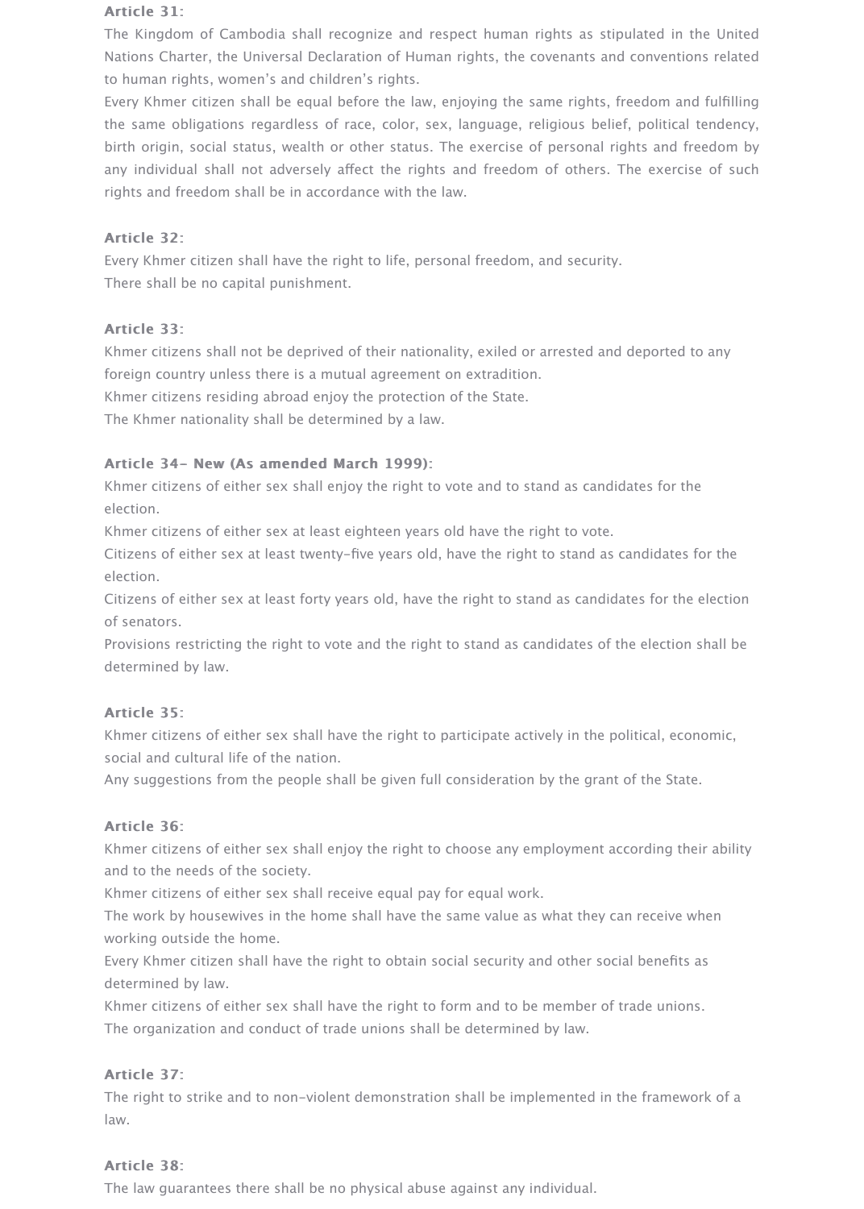**Article 31**:

The Kingdom of Cambodia shall recognize and respect human rights as stipulated in the United Nations Charter, the Universal Declaration of Human rights, the covenants and conventions related to human rights, women's and children's rights.

Every Khmer citizen shall be equal before the law, enjoying the same rights, freedom and fulfilling the same obligations regardless of race, color, sex, language, religious belief, political tendency, birth origin, social status, wealth or other status. The exercise of personal rights and freedom by any individual shall not adversely affect the rights and freedom of others. The exercise of such rights and freedom shall be in accordance with the law.

**Article 32**:

Every Khmer citizen shall have the right to life, personal freedom, and security.

There shall be no capital punishment.

**Article 33**:

Khmer citizens shall not be deprived of their nationality, exiled or arrested and deported to any foreign country unless there is a mutual agreement on extradition.

Khmer citizens residing abroad enjoy the protection of the State.

The Khmer nationality shall be determined by a law.

**Article 34- New (As amended March 1999)**:

Khmer citizens of either sex shall enjoy the right to vote and to stand as candidates for the election.

Khmer citizens of either sex at least eighteen years old have the right to vote.

Citizens of either sex at least twenty-five years old, have the right to stand as candidates for the election.

Citizens of either sex at least forty years old, have the right to stand as candidates for the election of senators.

Provisions restricting the right to vote and the right to stand as candidates of the election shall be determined by law.

**Article 35**:

Khmer citizens of either sex shall have the right to participate actively in the political, economic, social and cultural life of the nation.

Any suggestions from the people shall be given full consideration by the grant of the State.

**Article 36**:

Khmer citizens of either sex shall enjoy the right to choose any employment according their ability and to the needs of the society.

Khmer citizens of either sex shall receive equal pay for equal work.

The work by housewives in the home shall have the same value as what they can receive when working outside the home.

Every Khmer citizen shall have the right to obtain social security and other social benefits as determined by law.

Khmer citizens of either sex shall have the right to form and to be member of trade unions.

The organization and conduct of trade unions shall be determined by law.

**Article 37**:

The right to strike and to non-violent demonstration shall be implemented in the framework of a law.

**Article 38**:

The law guarantees there shall be no physical abuse against any individual.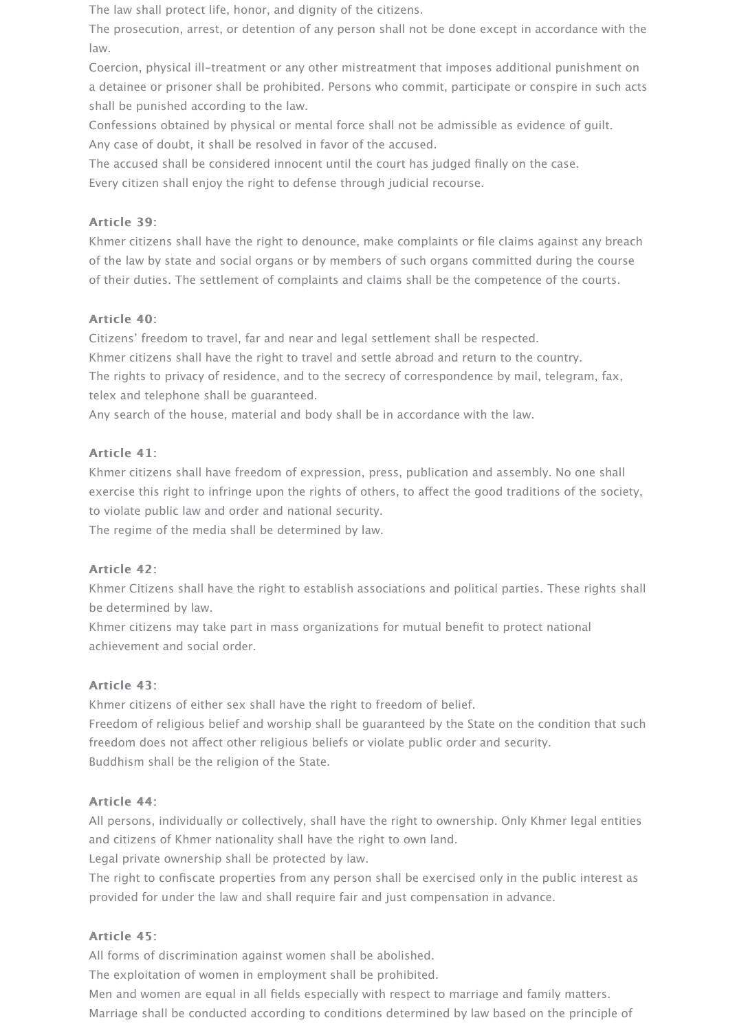The law shall protect life, honor, and dignity of the citizens.

The prosecution, arrest, or detention of any person shall not be done except in accordance with the law.

Coercion, physical ill-treatment or any other mistreatment that imposes additional punishment on a detainee or prisoner shall be prohibited. Persons who commit, participate or conspire in such acts shall be punished according to the law.

Confessions obtained by physical or mental force shall not be admissible as evidence of guilt.

Any case of doubt, it shall be resolved in favor of the accused.

The accused shall be considered innocent until the court has judged finally on the case.

Every citizen shall enjoy the right to defense through judicial recourse.

**Article 39**:

Khmer citizens shall have the right to denounce, make complaints or file claims against any breach of the law by state and social organs or by members of such organs committed during the course of their duties. The settlement of complaints and claims shall be the competence of the courts.

**Article 40**:

Citizens' freedom to travel, far and near and legal settlement shall be respected.

Khmer citizens shall have the right to travel and settle abroad and return to the country.

The rights to privacy of residence, and to the secrecy of correspondence by mail, telegram, fax, telex and telephone shall be guaranteed.

Any search of the house, material and body shall be in accordance with the law.

**Article 41**:

Khmer citizens shall have freedom of expression, press, publication and assembly. No one shall exercise this right to infringe upon the rights of others, to affect the good traditions of the society, to violate public law and order and national security.

The regime of the media shall be determined by law.

**Article 42**:

Khmer Citizens shall have the right to establish associations and political parties. These rights shall be determined by law.

Khmer citizens may take part in mass organizations for mutual benefit to protect national achievement and social order.

**Article 43**:

Khmer citizens of either sex shall have the right to freedom of belief.

Freedom of religious belief and worship shall be guaranteed by the State on the condition that such freedom does not affect other religious beliefs or violate public order and security.

Buddhism shall be the religion of the State.

**Article 44**:

All persons, individually or collectively, shall have the right to ownership. Only Khmer legal entities and citizens of Khmer nationality shall have the right to own land.

Legal private ownership shall be protected by law.

The right to confiscate properties from any person shall be exercised only in the public interest as provided for under the law and shall require fair and just compensation in advance.

**Article 45**:

All forms of discrimination against women shall be abolished.

The exploitation of women in employment shall be prohibited.

Men and women are equal in all fields especially with respect to marriage and family matters.

Marriage shall be conducted according to conditions determined by law based on the principle of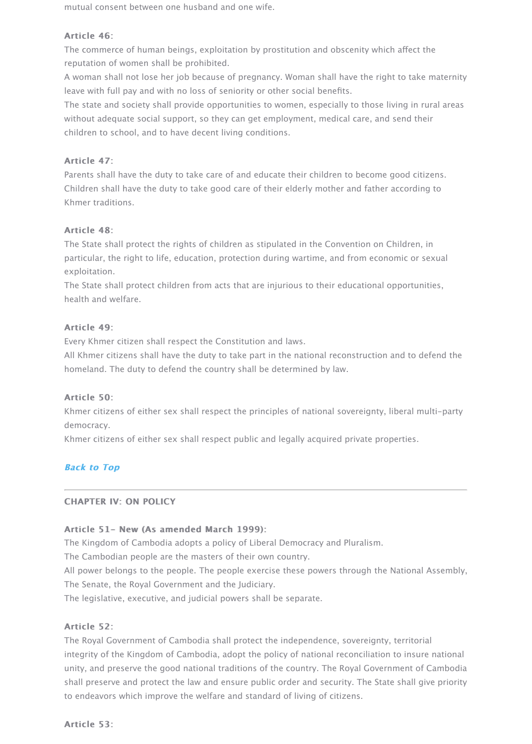mutual consent between one husband and one wife.

**Article 46**:

The commerce of human beings, exploitation by prostitution and obscenity which affect the reputation of women shall be prohibited.

A woman shall not lose her job because of pregnancy. Woman shall have the right to take maternity leave with full pay and with no loss of seniority or other social benefits.

The state and society shall provide opportunities to women, especially to those living in rural areas without adequate social support, so they can get employment, medical care, and send their children to school, and to have decent living conditions.

**Article 47**:

Parents shall have the duty to take care of and educate their children to become good citizens.

Children shall have the duty to take good care of their elderly mother and father according to Khmer traditions.

**Article 48**:

The State shall protect the rights of children as stipulated in the Convention on Children, in particular, the right to life, education, protection during wartime, and from economic or sexual exploitation.

The State shall protect children from acts that are injurious to their educational opportunities, health and welfare.

**Article 49**:

Every Khmer citizen shall respect the Constitution and laws.

All Khmer citizens shall have the duty to take part in the national reconstruction and to defend the homeland. The duty to defend the country shall be determined by law.

**Article 50**:

Khmer citizens of either sex shall respect the principles of national sovereignty, liberal multi-party democracy.

Khmer citizens of either sex shall respect public and legally acquired private properties.

***Back to Top***

---

## CHAPTER IV: ON POLICY

**Article 51- New (As amended March 1999)**:

The Kingdom of Cambodia adopts a policy of Liberal Democracy and Pluralism.

The Cambodian people are the masters of their own country.

All power belongs to the people. The people exercise these powers through the National Assembly, The Senate, the Royal Government and the Judiciary.

The legislative, executive, and judicial powers shall be separate.

**Article 52**:

The Royal Government of Cambodia shall protect the independence, sovereignty, territorial integrity of the Kingdom of Cambodia, adopt the policy of national reconciliation to insure national unity, and preserve the good national traditions of the country. The Royal Government of Cambodia shall preserve and protect the law and ensure public order and security. The State shall give priority to endeavors which improve the welfare and standard of living of citizens.

**Article 53**: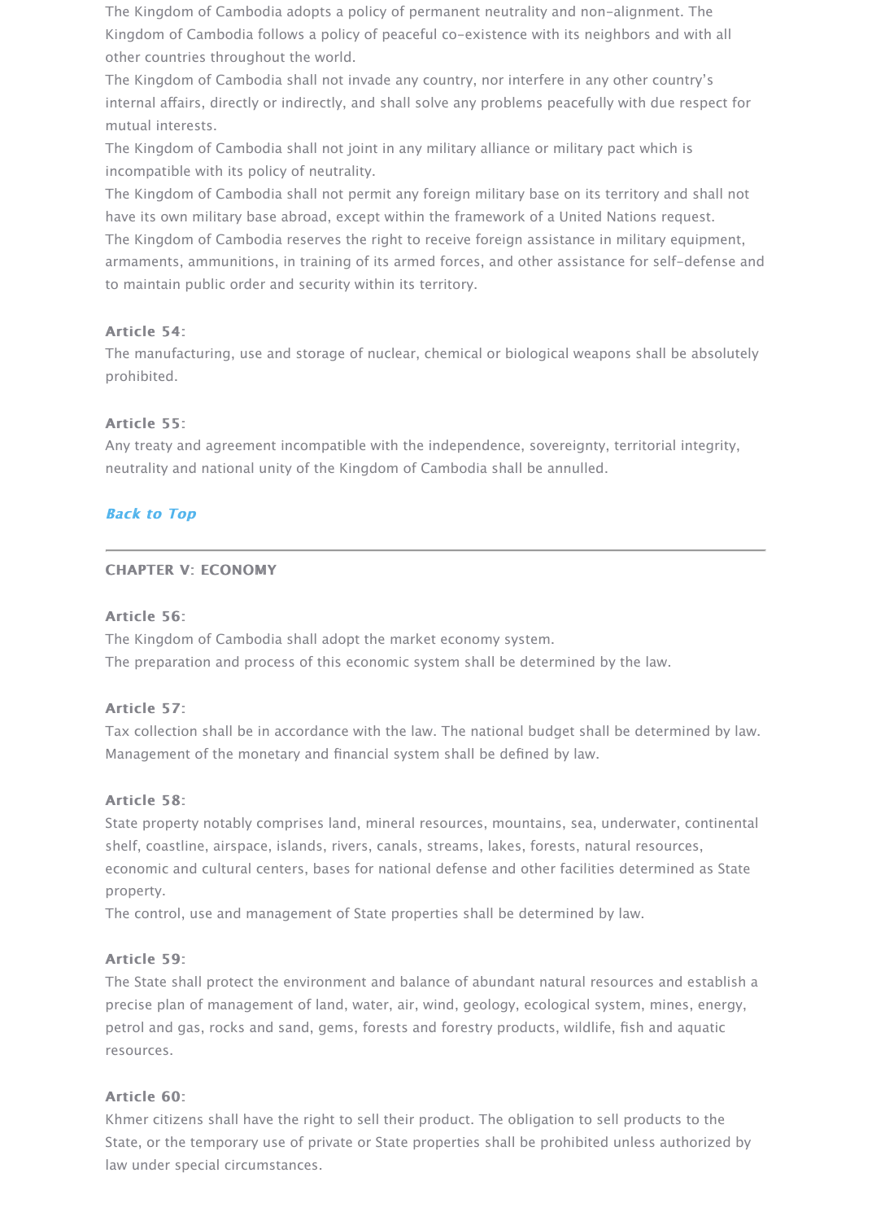The Kingdom of Cambodia adopts a policy of permanent neutrality and non-alignment. The Kingdom of Cambodia follows a policy of peaceful co-existence with its neighbors and with all other countries throughout the world.

The Kingdom of Cambodia shall not invade any country, nor interfere in any other country's internal affairs, directly or indirectly, and shall solve any problems peacefully with due respect for mutual interests.

The Kingdom of Cambodia shall not joint in any military alliance or military pact which is incompatible with its policy of neutrality.

The Kingdom of Cambodia shall not permit any foreign military base on its territory and shall not have its own military base abroad, except within the framework of a United Nations request.

The Kingdom of Cambodia reserves the right to receive foreign assistance in military equipment, armaments, ammunitions, in training of its armed forces, and other assistance for self-defense and to maintain public order and security within its territory.

**Article 54:**

The manufacturing, use and storage of nuclear, chemical or biological weapons shall be absolutely prohibited.

**Article 55:**

Any treaty and agreement incompatible with the independence, sovereignty, territorial integrity, neutrality and national unity of the Kingdom of Cambodia shall be annulled.

***Back to Top***

---

## CHAPTER V: ECONOMY

**Article 56:**

The Kingdom of Cambodia shall adopt the market economy system.

The preparation and process of this economic system shall be determined by the law.

**Article 57:**

Tax collection shall be in accordance with the law. The national budget shall be determined by law. Management of the monetary and financial system shall be defined by law.

**Article 58:**

State property notably comprises land, mineral resources, mountains, sea, underwater, continental shelf, coastline, airspace, islands, rivers, canals, streams, lakes, forests, natural resources, economic and cultural centers, bases for national defense and other facilities determined as State property.

The control, use and management of State properties shall be determined by law.

**Article 59:**

The State shall protect the environment and balance of abundant natural resources and establish a precise plan of management of land, water, air, wind, geology, ecological system, mines, energy, petrol and gas, rocks and sand, gems, forests and forestry products, wildlife, fish and aquatic resources.

**Article 60:**

Khmer citizens shall have the right to sell their product. The obligation to sell products to the State, or the temporary use of private or State properties shall be prohibited unless authorized by law under special circumstances.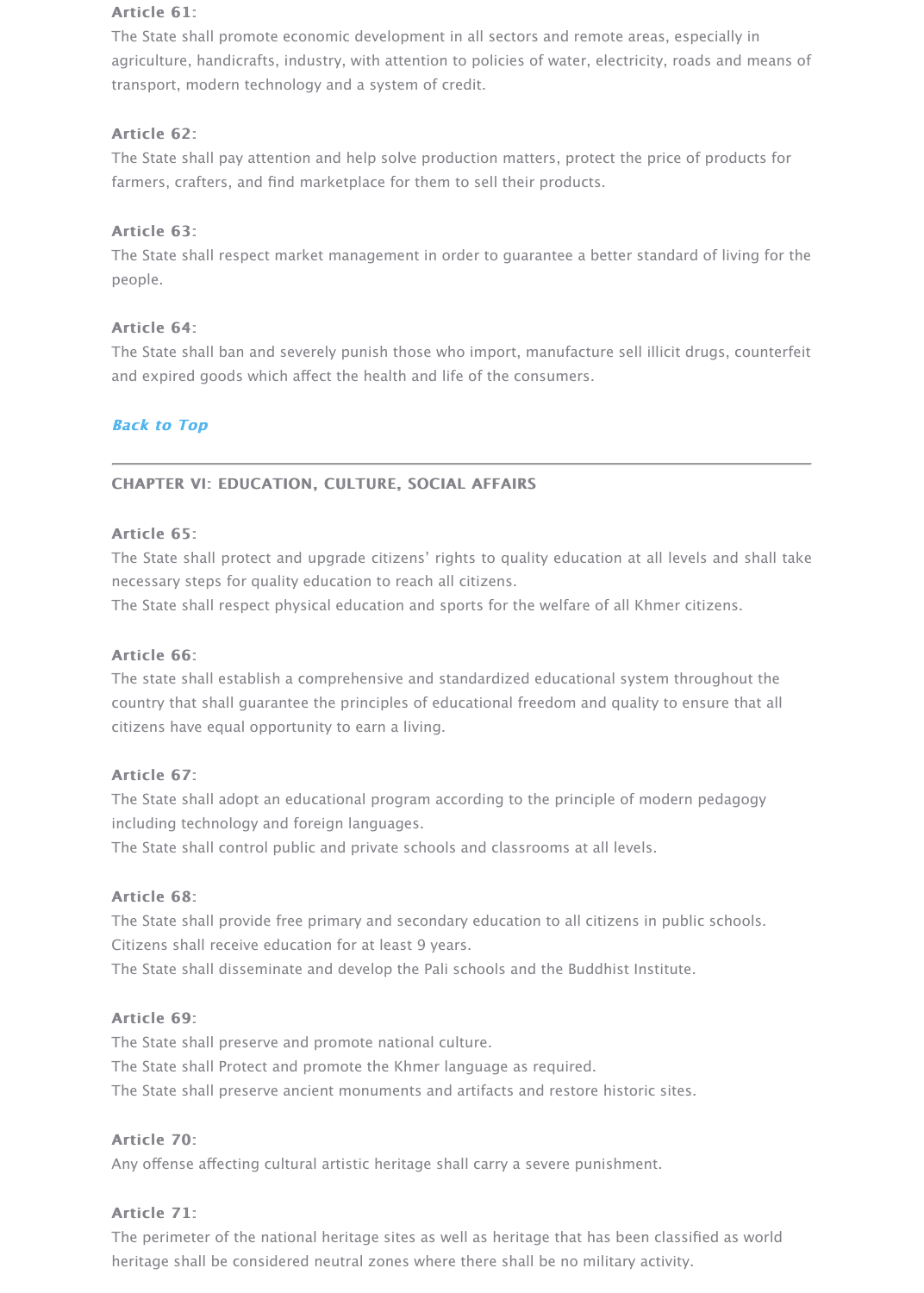**Article 61**:

The State shall promote economic development in all sectors and remote areas, especially in agriculture, handicrafts, industry, with attention to policies of water, electricity, roads and means of transport, modern technology and a system of credit.

**Article 62**:

The State shall pay attention and help solve production matters, protect the price of products for farmers, crafters, and find marketplace for them to sell their products.

**Article 63**:

The State shall respect market management in order to guarantee a better standard of living for the people.

**Article 64**:

The State shall ban and severely punish those who import, manufacture sell illicit drugs, counterfeit and expired goods which affect the health and life of the consumers.

***Back to Top***

---

**CHAPTER VI: EDUCATION, CULTURE, SOCIAL AFFAIRS**

**Article 65**:

The State shall protect and upgrade citizens' rights to quality education at all levels and shall take necessary steps for quality education to reach all citizens.

The State shall respect physical education and sports for the welfare of all Khmer citizens.

**Article 66**:

The state shall establish a comprehensive and standardized educational system throughout the country that shall guarantee the principles of educational freedom and quality to ensure that all citizens have equal opportunity to earn a living.

**Article 67**:

The State shall adopt an educational program according to the principle of modern pedagogy including technology and foreign languages.

The State shall control public and private schools and classrooms at all levels.

**Article 68**:

The State shall provide free primary and secondary education to all citizens in public schools.

Citizens shall receive education for at least 9 years.

The State shall disseminate and develop the Pali schools and the Buddhist Institute.

**Article 69**:

The State shall preserve and promote national culture.

The State shall Protect and promote the Khmer language as required.

The State shall preserve ancient monuments and artifacts and restore historic sites.

**Article 70**:

Any offense affecting cultural artistic heritage shall carry a severe punishment.

**Article 71**:

The perimeter of the national heritage sites as well as heritage that has been classified as world heritage shall be considered neutral zones where there shall be no military activity.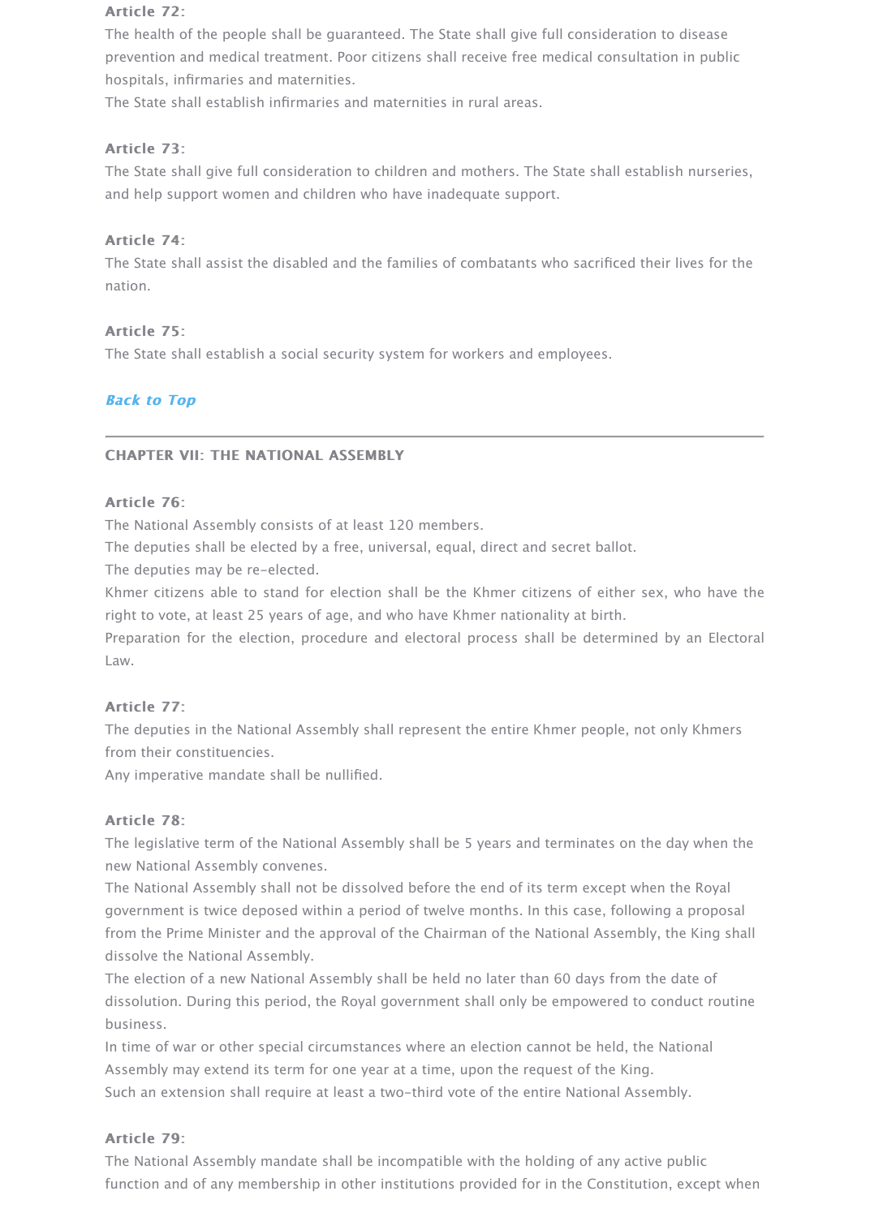**Article 72**:

The health of the people shall be guaranteed. The State shall give full consideration to disease prevention and medical treatment. Poor citizens shall receive free medical consultation in public hospitals, infirmaries and maternities.

The State shall establish infirmaries and maternities in rural areas.

**Article 73**:

The State shall give full consideration to children and mothers. The State shall establish nurseries, and help support women and children who have inadequate support.

**Article 74**:

The State shall assist the disabled and the families of combatants who sacrificed their lives for the nation.

**Article 75**:

The State shall establish a social security system for workers and employees.

***Back to Top***

---

## CHAPTER VII: THE NATIONAL ASSEMBLY

**Article 76**:

The National Assembly consists of at least 120 members.

The deputies shall be elected by a free, universal, equal, direct and secret ballot.

The deputies may be re-elected.

Khmer citizens able to stand for election shall be the Khmer citizens of either sex, who have the right to vote, at least 25 years of age, and who have Khmer nationality at birth.

Preparation for the election, procedure and electoral process shall be determined by an Electoral Law.

**Article 77**:

The deputies in the National Assembly shall represent the entire Khmer people, not only Khmers from their constituencies.

Any imperative mandate shall be nullified.

**Article 78**:

The legislative term of the National Assembly shall be 5 years and terminates on the day when the new National Assembly convenes.

The National Assembly shall not be dissolved before the end of its term except when the Royal government is twice deposed within a period of twelve months. In this case, following a proposal from the Prime Minister and the approval of the Chairman of the National Assembly, the King shall dissolve the National Assembly.

The election of a new National Assembly shall be held no later than 60 days from the date of dissolution. During this period, the Royal government shall only be empowered to conduct routine business.

In time of war or other special circumstances where an election cannot be held, the National Assembly may extend its term for one year at a time, upon the request of the King.

Such an extension shall require at least a two-third vote of the entire National Assembly.

**Article 79**:

The National Assembly mandate shall be incompatible with the holding of any active public function and of any membership in other institutions provided for in the Constitution, except when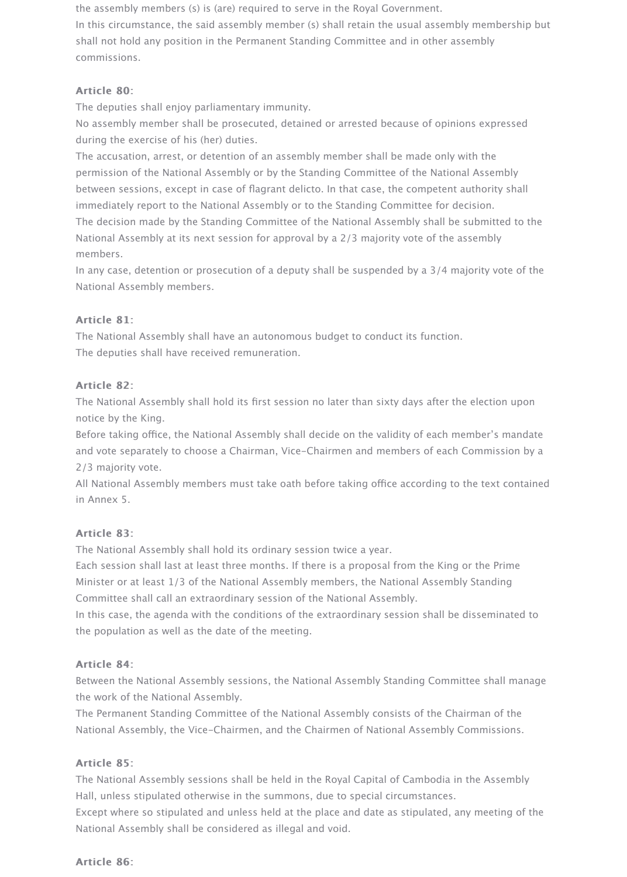the assembly members (s) is (are) required to serve in the Royal Government.
In this circumstance, the said assembly member (s) shall retain the usual assembly membership but shall not hold any position in the Permanent Standing Committee and in other assembly commissions.

**Article 80**:

The deputies shall enjoy parliamentary immunity.
No assembly member shall be prosecuted, detained or arrested because of opinions expressed during the exercise of his (her) duties.
The accusation, arrest, or detention of an assembly member shall be made only with the permission of the National Assembly or by the Standing Committee of the National Assembly between sessions, except in case of flagrant delicto. In that case, the competent authority shall immediately report to the National Assembly or to the Standing Committee for decision.
The decision made by the Standing Committee of the National Assembly shall be submitted to the National Assembly at its next session for approval by a 2/3 majority vote of the assembly members.
In any case, detention or prosecution of a deputy shall be suspended by a 3/4 majority vote of the National Assembly members.

**Article 81**:

The National Assembly shall have an autonomous budget to conduct its function.
The deputies shall have received remuneration.

**Article 82**:

The National Assembly shall hold its first session no later than sixty days after the election upon notice by the King.
Before taking office, the National Assembly shall decide on the validity of each member's mandate and vote separately to choose a Chairman, Vice-Chairmen and members of each Commission by a 2/3 majority vote.
All National Assembly members must take oath before taking office according to the text contained in Annex 5.

**Article 83**:

The National Assembly shall hold its ordinary session twice a year.
Each session shall last at least three months. If there is a proposal from the King or the Prime Minister or at least 1/3 of the National Assembly members, the National Assembly Standing Committee shall call an extraordinary session of the National Assembly.
In this case, the agenda with the conditions of the extraordinary session shall be disseminated to the population as well as the date of the meeting.

**Article 84**:

Between the National Assembly sessions, the National Assembly Standing Committee shall manage the work of the National Assembly.
The Permanent Standing Committee of the National Assembly consists of the Chairman of the National Assembly, the Vice-Chairmen, and the Chairmen of National Assembly Commissions.

**Article 85**:

The National Assembly sessions shall be held in the Royal Capital of Cambodia in the Assembly Hall, unless stipulated otherwise in the summons, due to special circumstances.
Except where so stipulated and unless held at the place and date as stipulated, any meeting of the National Assembly shall be considered as illegal and void.

**Article 86**: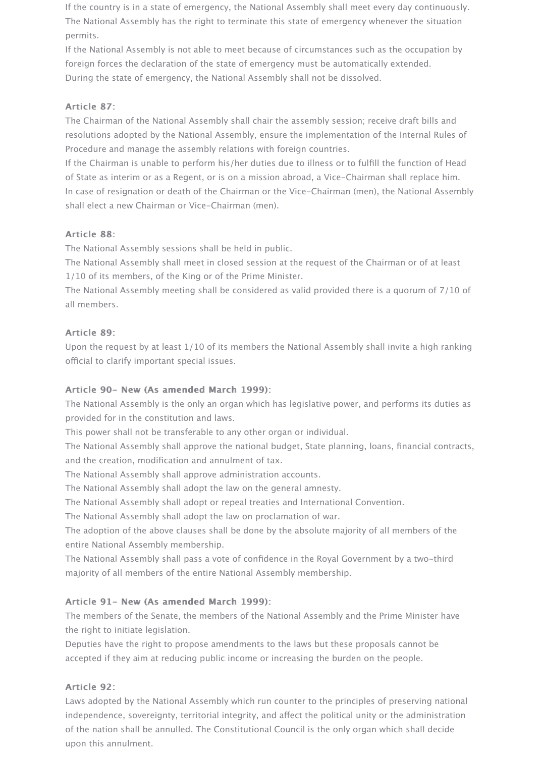If the country is in a state of emergency, the National Assembly shall meet every day continuously. The National Assembly has the right to terminate this state of emergency whenever the situation permits.

If the National Assembly is not able to meet because of circumstances such as the occupation by foreign forces the declaration of the state of emergency must be automatically extended.

During the state of emergency, the National Assembly shall not be dissolved.

**Article 87**:

The Chairman of the National Assembly shall chair the assembly session; receive draft bills and resolutions adopted by the National Assembly, ensure the implementation of the Internal Rules of Procedure and manage the assembly relations with foreign countries.

If the Chairman is unable to perform his/her duties due to illness or to fulfill the function of Head of State as interim or as a Regent, or is on a mission abroad, a Vice-Chairman shall replace him.

In case of resignation or death of the Chairman or the Vice-Chairman (men), the National Assembly shall elect a new Chairman or Vice-Chairman (men).

**Article 88**:

The National Assembly sessions shall be held in public.

The National Assembly shall meet in closed session at the request of the Chairman or of at least 1/10 of its members, of the King or of the Prime Minister.

The National Assembly meeting shall be considered as valid provided there is a quorum of 7/10 of all members.

**Article 89**:

Upon the request by at least 1/10 of its members the National Assembly shall invite a high ranking official to clarify important special issues.

**Article 90- New (As amended March 1999)**:

The National Assembly is the only an organ which has legislative power, and performs its duties as provided for in the constitution and laws.

This power shall not be transferable to any other organ or individual.

The National Assembly shall approve the national budget, State planning, loans, financial contracts, and the creation, modification and annulment of tax.

The National Assembly shall approve administration accounts.

The National Assembly shall adopt the law on the general amnesty.

The National Assembly shall adopt or repeal treaties and International Convention.

The National Assembly shall adopt the law on proclamation of war.

The adoption of the above clauses shall be done by the absolute majority of all members of the entire National Assembly membership.

The National Assembly shall pass a vote of confidence in the Royal Government by a two-third majority of all members of the entire National Assembly membership.

**Article 91- New (As amended March 1999)**:

The members of the Senate, the members of the National Assembly and the Prime Minister have the right to initiate legislation.

Deputies have the right to propose amendments to the laws but these proposals cannot be accepted if they aim at reducing public income or increasing the burden on the people.

**Article 92**:

Laws adopted by the National Assembly which run counter to the principles of preserving national independence, sovereignty, territorial integrity, and affect the political unity or the administration of the nation shall be annulled. The Constitutional Council is the only organ which shall decide upon this annulment.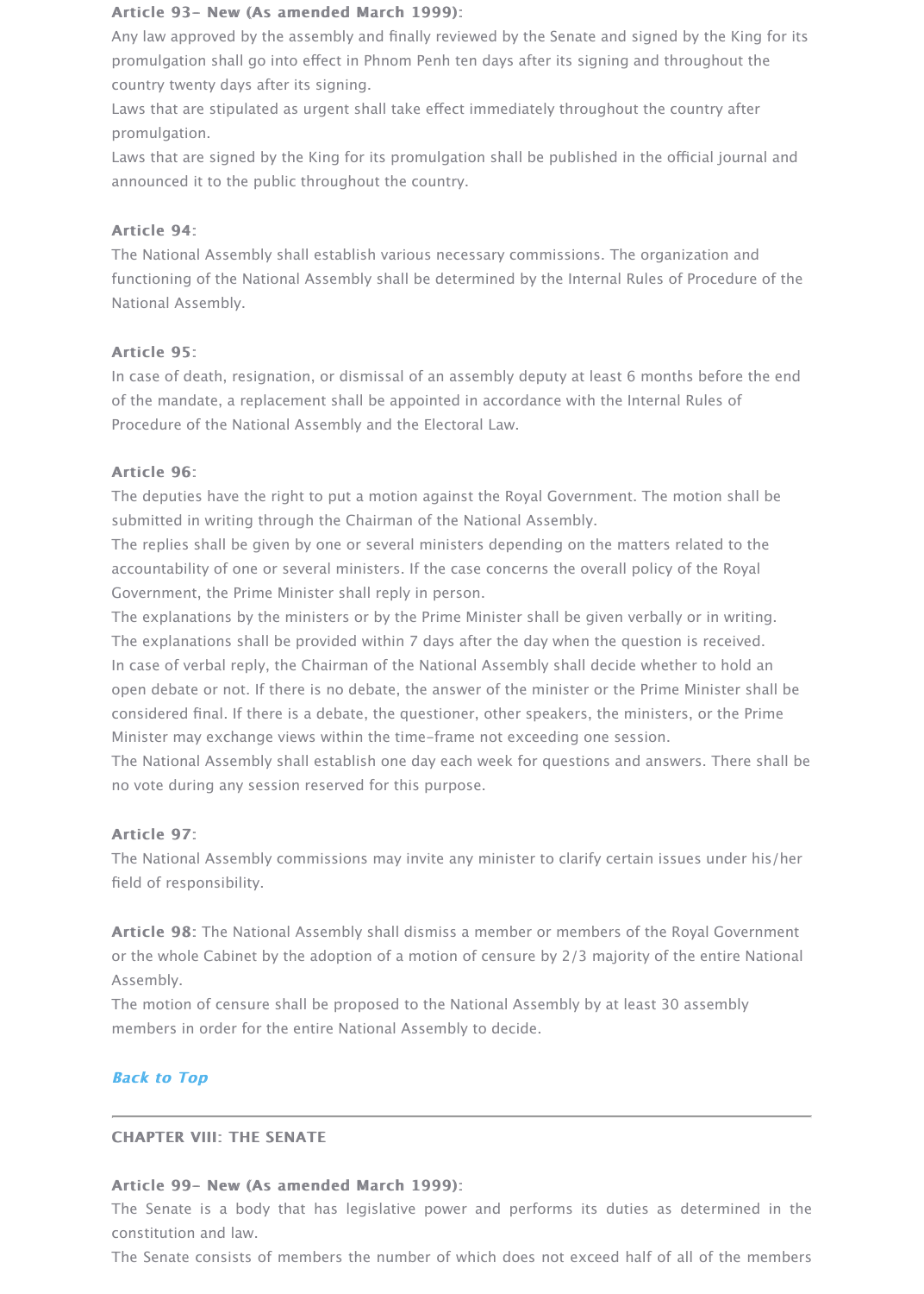**Article 93- New (As amended March 1999):**

Any law approved by the assembly and finally reviewed by the Senate and signed by the King for its promulgation shall go into effect in Phnom Penh ten days after its signing and throughout the country twenty days after its signing.

Laws that are stipulated as urgent shall take effect immediately throughout the country after promulgation.

Laws that are signed by the King for its promulgation shall be published in the official journal and announced it to the public throughout the country.

**Article 94:**

The National Assembly shall establish various necessary commissions. The organization and functioning of the National Assembly shall be determined by the Internal Rules of Procedure of the National Assembly.

**Article 95:**

In case of death, resignation, or dismissal of an assembly deputy at least 6 months before the end of the mandate, a replacement shall be appointed in accordance with the Internal Rules of Procedure of the National Assembly and the Electoral Law.

**Article 96:**

The deputies have the right to put a motion against the Royal Government. The motion shall be submitted in writing through the Chairman of the National Assembly.

The replies shall be given by one or several ministers depending on the matters related to the accountability of one or several ministers. If the case concerns the overall policy of the Royal Government, the Prime Minister shall reply in person.

The explanations by the ministers or by the Prime Minister shall be given verbally or in writing.

The explanations shall be provided within 7 days after the day when the question is received.

In case of verbal reply, the Chairman of the National Assembly shall decide whether to hold an open debate or not. If there is no debate, the answer of the minister or the Prime Minister shall be considered final. If there is a debate, the questioner, other speakers, the ministers, or the Prime Minister may exchange views within the time-frame not exceeding one session.

The National Assembly shall establish one day each week for questions and answers. There shall be no vote during any session reserved for this purpose.

**Article 97:**

The National Assembly commissions may invite any minister to clarify certain issues under his/her field of responsibility.

**Article 98**: The National Assembly shall dismiss a member or members of the Royal Government or the whole Cabinet by the adoption of a motion of censure by 2/3 majority of the entire National Assembly.

The motion of censure shall be proposed to the National Assembly by at least 30 assembly members in order for the entire National Assembly to decide.

*Back to Top*

---

## CHAPTER VIII: THE SENATE

**Article 99- New (As amended March 1999):**

The Senate is a body that has legislative power and performs its duties as determined in the constitution and law.

The Senate consists of members the number of which does not exceed half of all of the members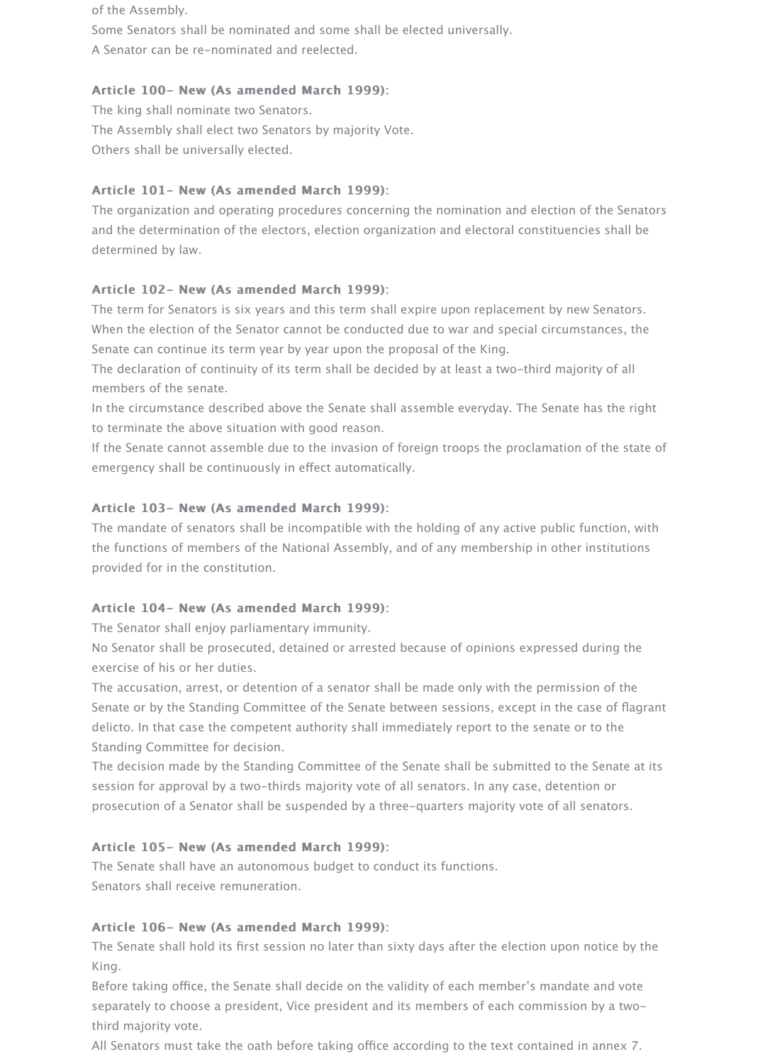of the Assembly.

Some Senators shall be nominated and some shall be elected universally.

A Senator can be re-nominated and reelected.

**Article 100- New (As amended March 1999):**

The king shall nominate two Senators.

The Assembly shall elect two Senators by majority Vote.

Others shall be universally elected.

**Article 101- New (As amended March 1999):**

The organization and operating procedures concerning the nomination and election of the Senators and the determination of the electors, election organization and electoral constituencies shall be determined by law.

**Article 102- New (As amended March 1999):**

The term for Senators is six years and this term shall expire upon replacement by new Senators.

When the election of the Senator cannot be conducted due to war and special circumstances, the Senate can continue its term year by year upon the proposal of the King.

The declaration of continuity of its term shall be decided by at least a two-third majority of all members of the senate.

In the circumstance described above the Senate shall assemble everyday. The Senate has the right to terminate the above situation with good reason.

If the Senate cannot assemble due to the invasion of foreign troops the proclamation of the state of emergency shall be continuously in effect automatically.

**Article 103- New (As amended March 1999):**

The mandate of senators shall be incompatible with the holding of any active public function, with the functions of members of the National Assembly, and of any membership in other institutions provided for in the constitution.

**Article 104- New (As amended March 1999):**

The Senator shall enjoy parliamentary immunity.

No Senator shall be prosecuted, detained or arrested because of opinions expressed during the exercise of his or her duties.

The accusation, arrest, or detention of a senator shall be made only with the permission of the Senate or by the Standing Committee of the Senate between sessions, except in the case of flagrant delicto. In that case the competent authority shall immediately report to the senate or to the Standing Committee for decision.

The decision made by the Standing Committee of the Senate shall be submitted to the Senate at its session for approval by a two-thirds majority vote of all senators. In any case, detention or prosecution of a Senator shall be suspended by a three-quarters majority vote of all senators.

**Article 105- New (As amended March 1999):**

The Senate shall have an autonomous budget to conduct its functions.

Senators shall receive remuneration.

**Article 106- New (As amended March 1999):**

The Senate shall hold its first session no later than sixty days after the election upon notice by the King.

Before taking office, the Senate shall decide on the validity of each member's mandate and vote separately to choose a president, Vice president and its members of each commission by a two-third majority vote.

All Senators must take the oath before taking office according to the text contained in annex 7.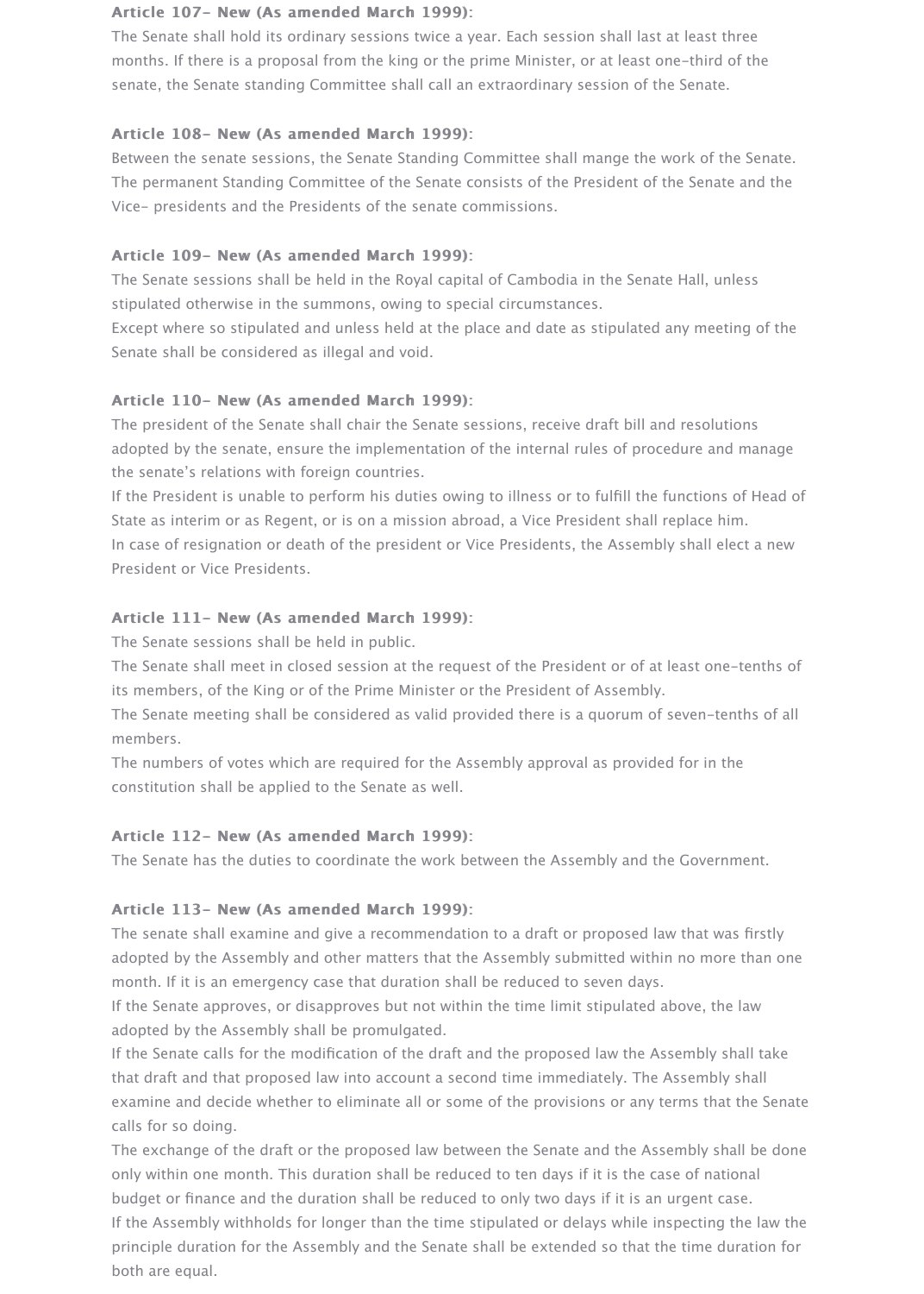**Article 107- New (As amended March 1999):**

The Senate shall hold its ordinary sessions twice a year. Each session shall last at least three months. If there is a proposal from the king or the prime Minister, or at least one-third of the senate, the Senate standing Committee shall call an extraordinary session of the Senate.

**Article 108- New (As amended March 1999):**

Between the senate sessions, the Senate Standing Committee shall mange the work of the Senate. The permanent Standing Committee of the Senate consists of the President of the Senate and the Vice- presidents and the Presidents of the senate commissions.

**Article 109- New (As amended March 1999):**

The Senate sessions shall be held in the Royal capital of Cambodia in the Senate Hall, unless stipulated otherwise in the summons, owing to special circumstances.

Except where so stipulated and unless held at the place and date as stipulated any meeting of the Senate shall be considered as illegal and void.

**Article 110- New (As amended March 1999):**

The president of the Senate shall chair the Senate sessions, receive draft bill and resolutions adopted by the senate, ensure the implementation of the internal rules of procedure and manage the senate's relations with foreign countries.

If the President is unable to perform his duties owing to illness or to fulfill the functions of Head of State as interim or as Regent, or is on a mission abroad, a Vice President shall replace him.

In case of resignation or death of the president or Vice Presidents, the Assembly shall elect a new President or Vice Presidents.

**Article 111- New (As amended March 1999):**

The Senate sessions shall be held in public.

The Senate shall meet in closed session at the request of the President or of at least one-tenths of its members, of the King or of the Prime Minister or the President of Assembly.

The Senate meeting shall be considered as valid provided there is a quorum of seven-tenths of all members.

The numbers of votes which are required for the Assembly approval as provided for in the constitution shall be applied to the Senate as well.

**Article 112- New (As amended March 1999):**

The Senate has the duties to coordinate the work between the Assembly and the Government.

**Article 113- New (As amended March 1999):**

The senate shall examine and give a recommendation to a draft or proposed law that was firstly adopted by the Assembly and other matters that the Assembly submitted within no more than one month. If it is an emergency case that duration shall be reduced to seven days.

If the Senate approves, or disapproves but not within the time limit stipulated above, the law adopted by the Assembly shall be promulgated.

If the Senate calls for the modification of the draft and the proposed law the Assembly shall take that draft and that proposed law into account a second time immediately. The Assembly shall examine and decide whether to eliminate all or some of the provisions or any terms that the Senate calls for so doing.

The exchange of the draft or the proposed law between the Senate and the Assembly shall be done only within one month. This duration shall be reduced to ten days if it is the case of national budget or finance and the duration shall be reduced to only two days if it is an urgent case.

If the Assembly withholds for longer than the time stipulated or delays while inspecting the law the principle duration for the Assembly and the Senate shall be extended so that the time duration for both are equal.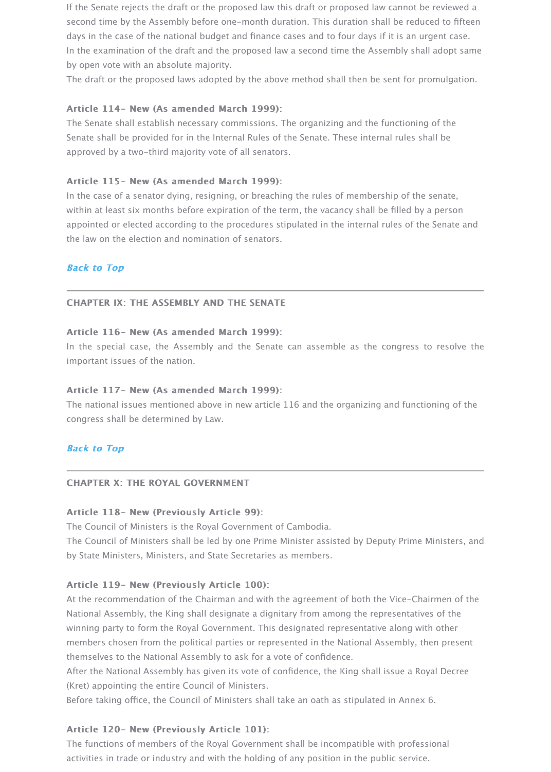If the Senate rejects the draft or the proposed law this draft or proposed law cannot be reviewed a second time by the Assembly before one-month duration. This duration shall be reduced to fifteen days in the case of the national budget and finance cases and to four days if it is an urgent case.
In the examination of the draft and the proposed law a second time the Assembly shall adopt same by open vote with an absolute majority.
The draft or the proposed laws adopted by the above method shall then be sent for promulgation.

**Article 114- New (As amended March 1999):**
The Senate shall establish necessary commissions. The organizing and the functioning of the Senate shall be provided for in the Internal Rules of the Senate. These internal rules shall be approved by a two-third majority vote of all senators.

**Article 115- New (As amended March 1999):**
In the case of a senator dying, resigning, or breaching the rules of membership of the senate, within at least six months before expiration of the term, the vacancy shall be filled by a person appointed or elected according to the procedures stipulated in the internal rules of the Senate and the law on the election and nomination of senators.

***Back to Top***

---

## CHAPTER IX: THE ASSEMBLY AND THE SENATE

**Article 116- New (As amended March 1999):**
In the special case, the Assembly and the Senate can assemble as the congress to resolve the important issues of the nation.

**Article 117- New (As amended March 1999):**
The national issues mentioned above in new article 116 and the organizing and functioning of the congress shall be determined by Law.

***Back to Top***

---

## CHAPTER X: THE ROYAL GOVERNMENT

**Article 118- New (Previously Article 99):**
The Council of Ministers is the Royal Government of Cambodia.
The Council of Ministers shall be led by one Prime Minister assisted by Deputy Prime Ministers, and by State Ministers, Ministers, and State Secretaries as members.

**Article 119- New (Previously Article 100):**
At the recommendation of the Chairman and with the agreement of both the Vice-Chairmen of the National Assembly, the King shall designate a dignitary from among the representatives of the winning party to form the Royal Government. This designated representative along with other members chosen from the political parties or represented in the National Assembly, then present themselves to the National Assembly to ask for a vote of confidence.
After the National Assembly has given its vote of confidence, the King shall issue a Royal Decree (Kret) appointing the entire Council of Ministers.
Before taking office, the Council of Ministers shall take an oath as stipulated in Annex 6.

**Article 120- New (Previously Article 101):**
The functions of members of the Royal Government shall be incompatible with professional activities in trade or industry and with the holding of any position in the public service.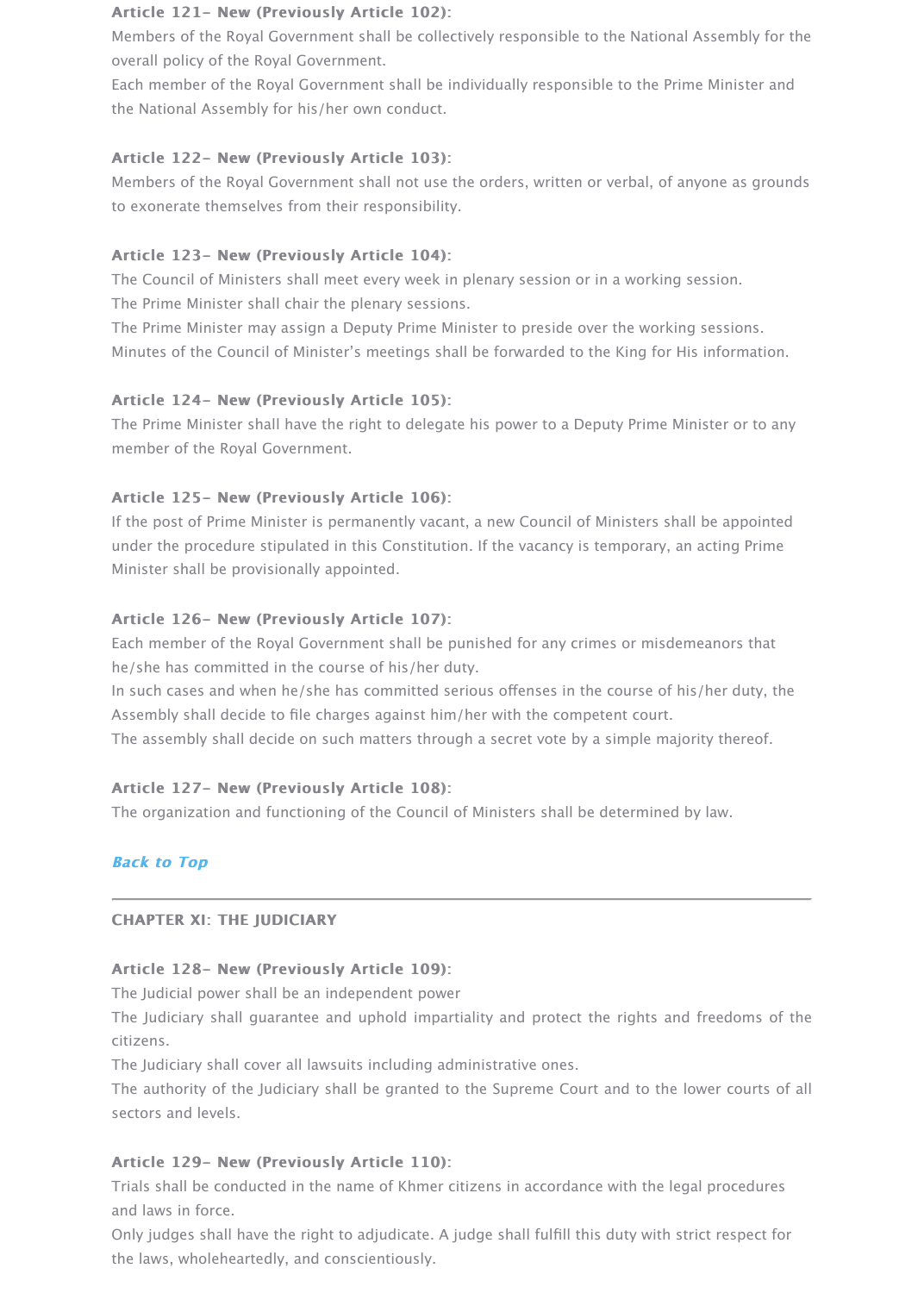**Article 121- New (Previously Article 102):**

Members of the Royal Government shall be collectively responsible to the National Assembly for the overall policy of the Royal Government.

Each member of the Royal Government shall be individually responsible to the Prime Minister and the National Assembly for his/her own conduct.

**Article 122- New (Previously Article 103):**

Members of the Royal Government shall not use the orders, written or verbal, of anyone as grounds to exonerate themselves from their responsibility.

**Article 123- New (Previously Article 104):**

The Council of Ministers shall meet every week in plenary session or in a working session.

The Prime Minister shall chair the plenary sessions.

The Prime Minister may assign a Deputy Prime Minister to preside over the working sessions.

Minutes of the Council of Minister's meetings shall be forwarded to the King for His information.

**Article 124- New (Previously Article 105):**

The Prime Minister shall have the right to delegate his power to a Deputy Prime Minister or to any member of the Royal Government.

**Article 125- New (Previously Article 106):**

If the post of Prime Minister is permanently vacant, a new Council of Ministers shall be appointed under the procedure stipulated in this Constitution. If the vacancy is temporary, an acting Prime Minister shall be provisionally appointed.

**Article 126- New (Previously Article 107):**

Each member of the Royal Government shall be punished for any crimes or misdemeanors that he/she has committed in the course of his/her duty.

In such cases and when he/she has committed serious offenses in the course of his/her duty, the Assembly shall decide to file charges against him/her with the competent court.

The assembly shall decide on such matters through a secret vote by a simple majority thereof.

**Article 127- New (Previously Article 108):**

The organization and functioning of the Council of Ministers shall be determined by law.

***Back to Top***

---

## CHAPTER XI: THE JUDICIARY

**Article 128- New (Previously Article 109):**

The Judicial power shall be an independent power

The Judiciary shall guarantee and uphold impartiality and protect the rights and freedoms of the citizens.

The Judiciary shall cover all lawsuits including administrative ones.

The authority of the Judiciary shall be granted to the Supreme Court and to the lower courts of all sectors and levels.

**Article 129- New (Previously Article 110):**

Trials shall be conducted in the name of Khmer citizens in accordance with the legal procedures and laws in force.

Only judges shall have the right to adjudicate. A judge shall fulfill this duty with strict respect for the laws, wholeheartedly, and conscientiously.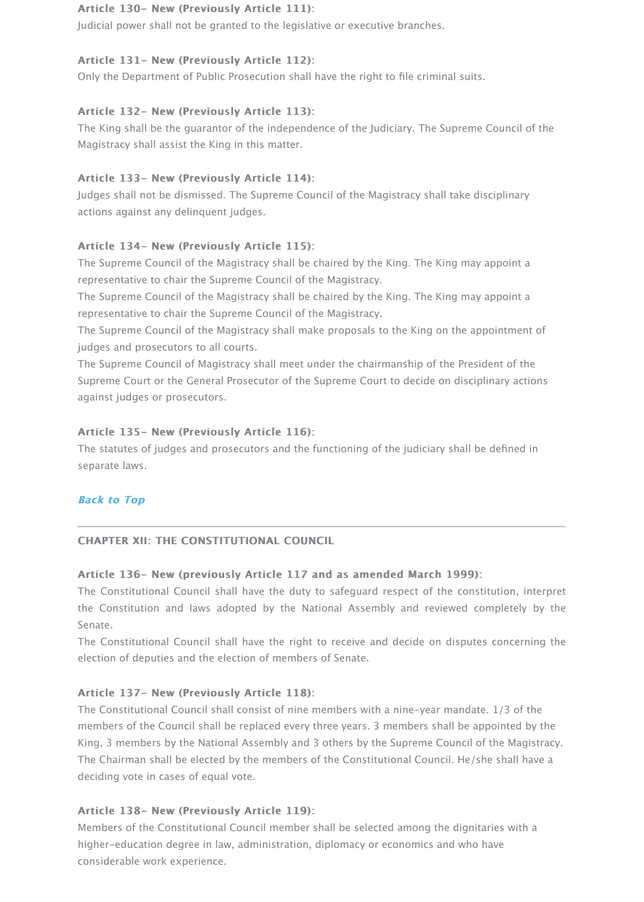**Article 130- New (Previously Article 111):**
Judicial power shall not be granted to the legislative or executive branches.

**Article 131- New (Previously Article 112):**
Only the Department of Public Prosecution shall have the right to file criminal suits.

**Article 132- New (Previously Article 113):**
The King shall be the guarantor of the independence of the Judiciary. The Supreme Council of the Magistracy shall assist the King in this matter.

**Article 133- New (Previously Article 114):**
Judges shall not be dismissed. The Supreme Council of the Magistracy shall take disciplinary actions against any delinquent judges.

**Article 134- New (Previously Article 115):**
The Supreme Council of the Magistracy shall be chaired by the King. The King may appoint a representative to chair the Supreme Council of the Magistracy.
The Supreme Council of the Magistracy shall be chaired by the King. The King may appoint a representative to chair the Supreme Council of the Magistracy.
The Supreme Council of the Magistracy shall make proposals to the King on the appointment of judges and prosecutors to all courts.
The Supreme Council of Magistracy shall meet under the chairmanship of the President of the Supreme Court or the General Prosecutor of the Supreme Court to decide on disciplinary actions against judges or prosecutors.

**Article 135- New (Previously Article 116):**
The statutes of judges and prosecutors and the functioning of the judiciary shall be defined in separate laws.

*Back to Top*

---

## CHAPTER XII: THE CONSTITUTIONAL COUNCIL

**Article 136- New (previously Article 117 and as amended March 1999):**
The Constitutional Council shall have the duty to safeguard respect of the constitution, interpret the Constitution and laws adopted by the National Assembly and reviewed completely by the Senate.
The Constitutional Council shall have the right to receive and decide on disputes concerning the election of deputies and the election of members of Senate.

**Article 137- New (Previously Article 118):**
The Constitutional Council shall consist of nine members with a nine-year mandate. 1/3 of the members of the Council shall be replaced every three years. 3 members shall be appointed by the King, 3 members by the National Assembly and 3 others by the Supreme Council of the Magistracy.
The Chairman shall be elected by the members of the Constitutional Council. He/she shall have a deciding vote in cases of equal vote.

**Article 138- New (Previously Article 119):**
Members of the Constitutional Council member shall be selected among the dignitaries with a higher-education degree in law, administration, diplomacy or economics and who have considerable work experience.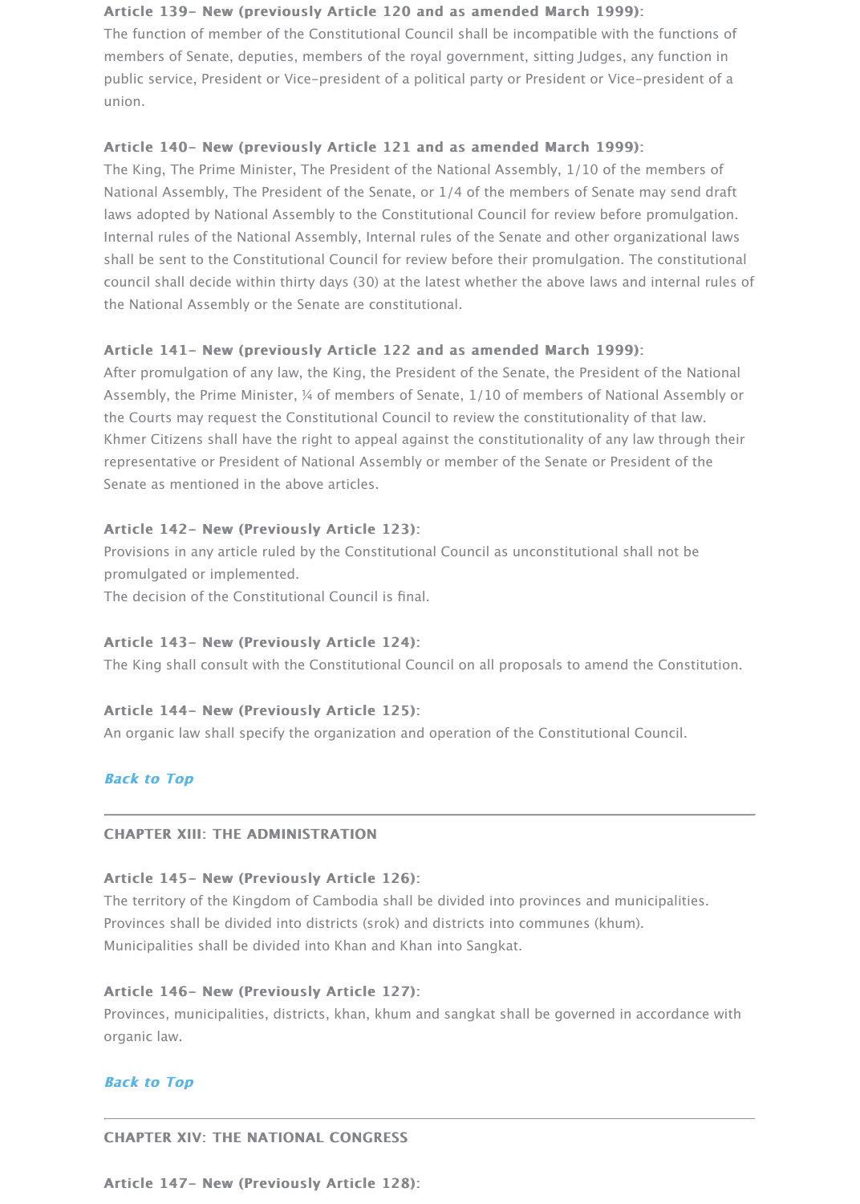**Article 139- New (previously Article 120 and as amended March 1999):**
The function of member of the Constitutional Council shall be incompatible with the functions of members of Senate, deputies, members of the royal government, sitting Judges, any function in public service, President or Vice-president of a political party or President or Vice-president of a union.

**Article 140- New (previously Article 121 and as amended March 1999):**
The King, The Prime Minister, The President of the National Assembly, 1/10 of the members of National Assembly, The President of the Senate, or 1/4 of the members of Senate may send draft laws adopted by National Assembly to the Constitutional Council for review before promulgation. Internal rules of the National Assembly, Internal rules of the Senate and other organizational laws shall be sent to the Constitutional Council for review before their promulgation. The constitutional council shall decide within thirty days (30) at the latest whether the above laws and internal rules of the National Assembly or the Senate are constitutional.

**Article 141- New (previously Article 122 and as amended March 1999):**
After promulgation of any law, the King, the President of the Senate, the President of the National Assembly, the Prime Minister, ¼ of members of Senate, 1/10 of members of National Assembly or the Courts may request the Constitutional Council to review the constitutionality of that law. Khmer Citizens shall have the right to appeal against the constitutionality of any law through their representative or President of National Assembly or member of the Senate or President of the Senate as mentioned in the above articles.

**Article 142- New (Previously Article 123):**
Provisions in any article ruled by the Constitutional Council as unconstitutional shall not be promulgated or implemented.
The decision of the Constitutional Council is final.

**Article 143- New (Previously Article 124):**
The King shall consult with the Constitutional Council on all proposals to amend the Constitution.

**Article 144- New (Previously Article 125):**
An organic law shall specify the organization and operation of the Constitutional Council.

***Back to Top***

---

## CHAPTER XIII: THE ADMINISTRATION

**Article 145- New (Previously Article 126):**
The territory of the Kingdom of Cambodia shall be divided into provinces and municipalities. Provinces shall be divided into districts (srok) and districts into communes (khum). Municipalities shall be divided into Khan and Khan into Sangkat.

**Article 146- New (Previously Article 127):**
Provinces, municipalities, districts, khan, khum and sangkat shall be governed in accordance with organic law.

***Back to Top***

---

## CHAPTER XIV: THE NATIONAL CONGRESS

**Article 147- New (Previously Article 128):**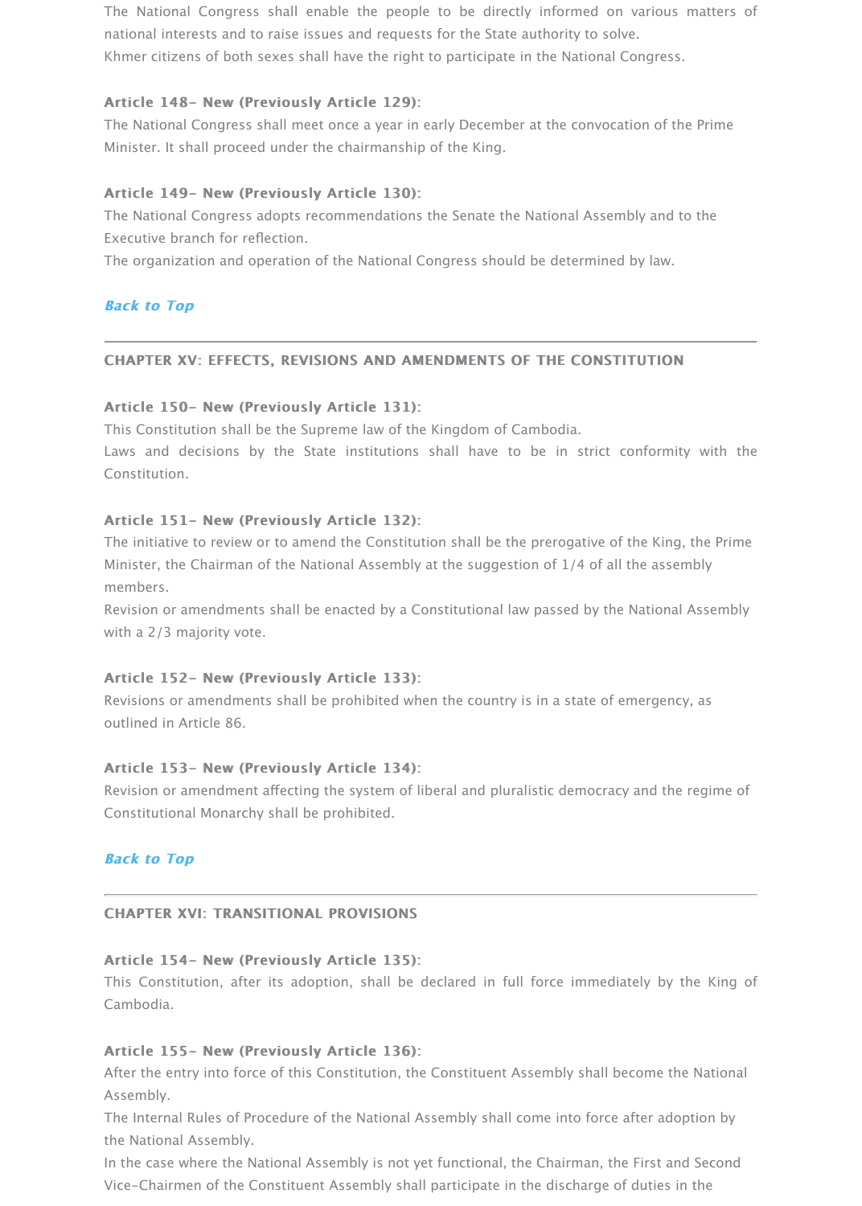The National Congress shall enable the people to be directly informed on various matters of national interests and to raise issues and requests for the State authority to solve.
Khmer citizens of both sexes shall have the right to participate in the National Congress.

**Article 148- New (Previously Article 129):**
The National Congress shall meet once a year in early December at the convocation of the Prime Minister. It shall proceed under the chairmanship of the King.

**Article 149- New (Previously Article 130):**
The National Congress adopts recommendations the Senate the National Assembly and to the Executive branch for reflection.
The organization and operation of the National Congress should be determined by law.

***Back to Top***

---

## CHAPTER XV: EFFECTS, REVISIONS AND AMENDMENTS OF THE CONSTITUTION

**Article 150- New (Previously Article 131):**
This Constitution shall be the Supreme law of the Kingdom of Cambodia.
Laws and decisions by the State institutions shall have to be in strict conformity with the Constitution.

**Article 151- New (Previously Article 132):**
The initiative to review or to amend the Constitution shall be the prerogative of the King, the Prime Minister, the Chairman of the National Assembly at the suggestion of 1/4 of all the assembly members.
Revision or amendments shall be enacted by a Constitutional law passed by the National Assembly with a 2/3 majority vote.

**Article 152- New (Previously Article 133):**
Revisions or amendments shall be prohibited when the country is in a state of emergency, as outlined in Article 86.

**Article 153- New (Previously Article 134):**
Revision or amendment affecting the system of liberal and pluralistic democracy and the regime of Constitutional Monarchy shall be prohibited.

***Back to Top***

---

## CHAPTER XVI: TRANSITIONAL PROVISIONS

**Article 154- New (Previously Article 135):**
This Constitution, after its adoption, shall be declared in full force immediately by the King of Cambodia.

**Article 155- New (Previously Article 136):**
After the entry into force of this Constitution, the Constituent Assembly shall become the National Assembly.
The Internal Rules of Procedure of the National Assembly shall come into force after adoption by the National Assembly.
In the case where the National Assembly is not yet functional, the Chairman, the First and Second Vice-Chairmen of the Constituent Assembly shall participate in the discharge of duties in the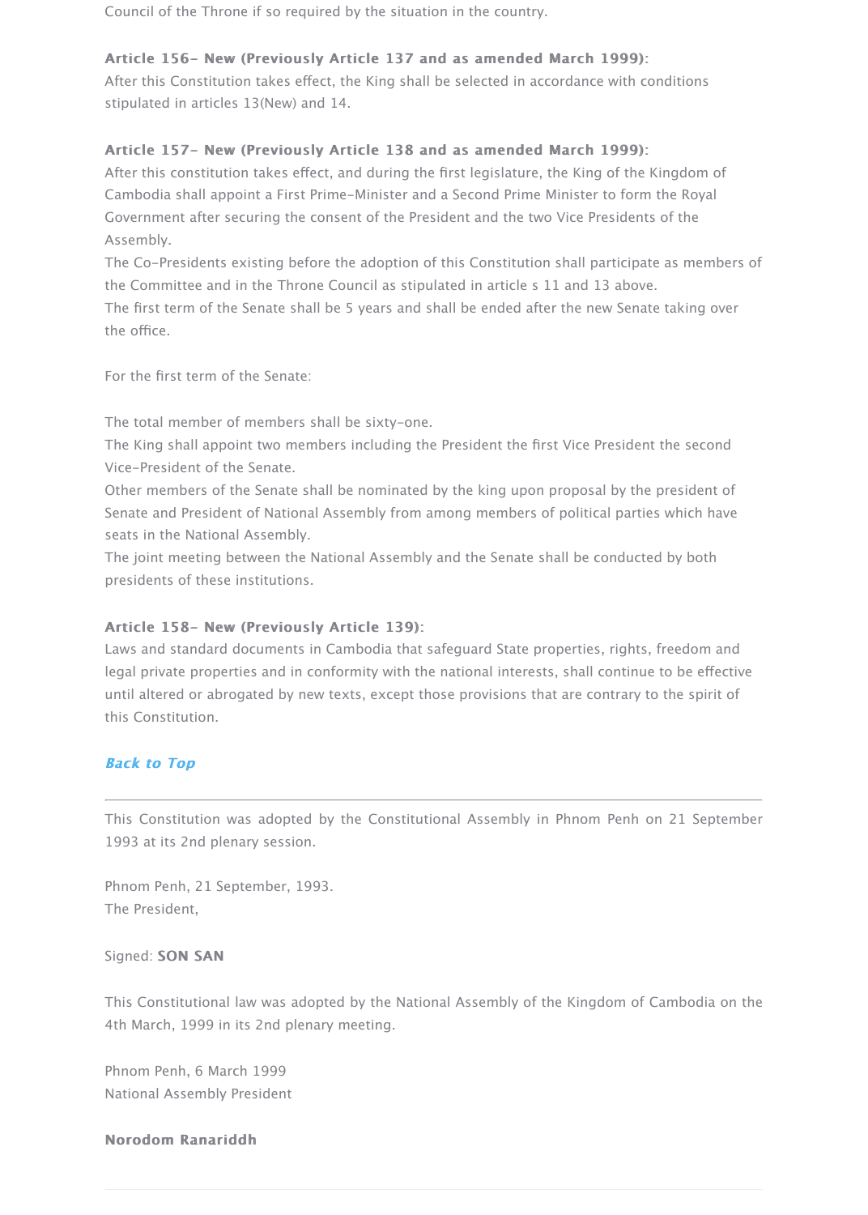Council of the Throne if so required by the situation in the country.

**Article 156- New (Previously Article 137 and as amended March 1999):**
After this Constitution takes effect, the King shall be selected in accordance with conditions stipulated in articles 13(New) and 14.

**Article 157- New (Previously Article 138 and as amended March 1999):**
After this constitution takes effect, and during the first legislature, the King of the Kingdom of Cambodia shall appoint a First Prime-Minister and a Second Prime Minister to form the Royal Government after securing the consent of the President and the two Vice Presidents of the Assembly.
The Co-Presidents existing before the adoption of this Constitution shall participate as members of the Committee and in the Throne Council as stipulated in article s 11 and 13 above.
The first term of the Senate shall be 5 years and shall be ended after the new Senate taking over the office.

For the first term of the Senate:

The total member of members shall be sixty-one.
The King shall appoint two members including the President the first Vice President the second Vice-President of the Senate.
Other members of the Senate shall be nominated by the king upon proposal by the president of Senate and President of National Assembly from among members of political parties which have seats in the National Assembly.
The joint meeting between the National Assembly and the Senate shall be conducted by both presidents of these institutions.

**Article 158- New (Previously Article 139):**
Laws and standard documents in Cambodia that safeguard State properties, rights, freedom and legal private properties and in conformity with the national interests, shall continue to be effective until altered or abrogated by new texts, except those provisions that are contrary to the spirit of this Constitution.

***Back to Top***

---

This Constitution was adopted by the Constitutional Assembly in Phnom Penh on 21 September 1993 at its 2nd plenary session.

Phnom Penh, 21 September, 1993.
The President,

Signed: **SON SAN**

This Constitutional law was adopted by the National Assembly of the Kingdom of Cambodia on the 4th March, 1999 in its 2nd plenary meeting.

Phnom Penh, 6 March 1999
National Assembly President

**Norodom Ranariddh**